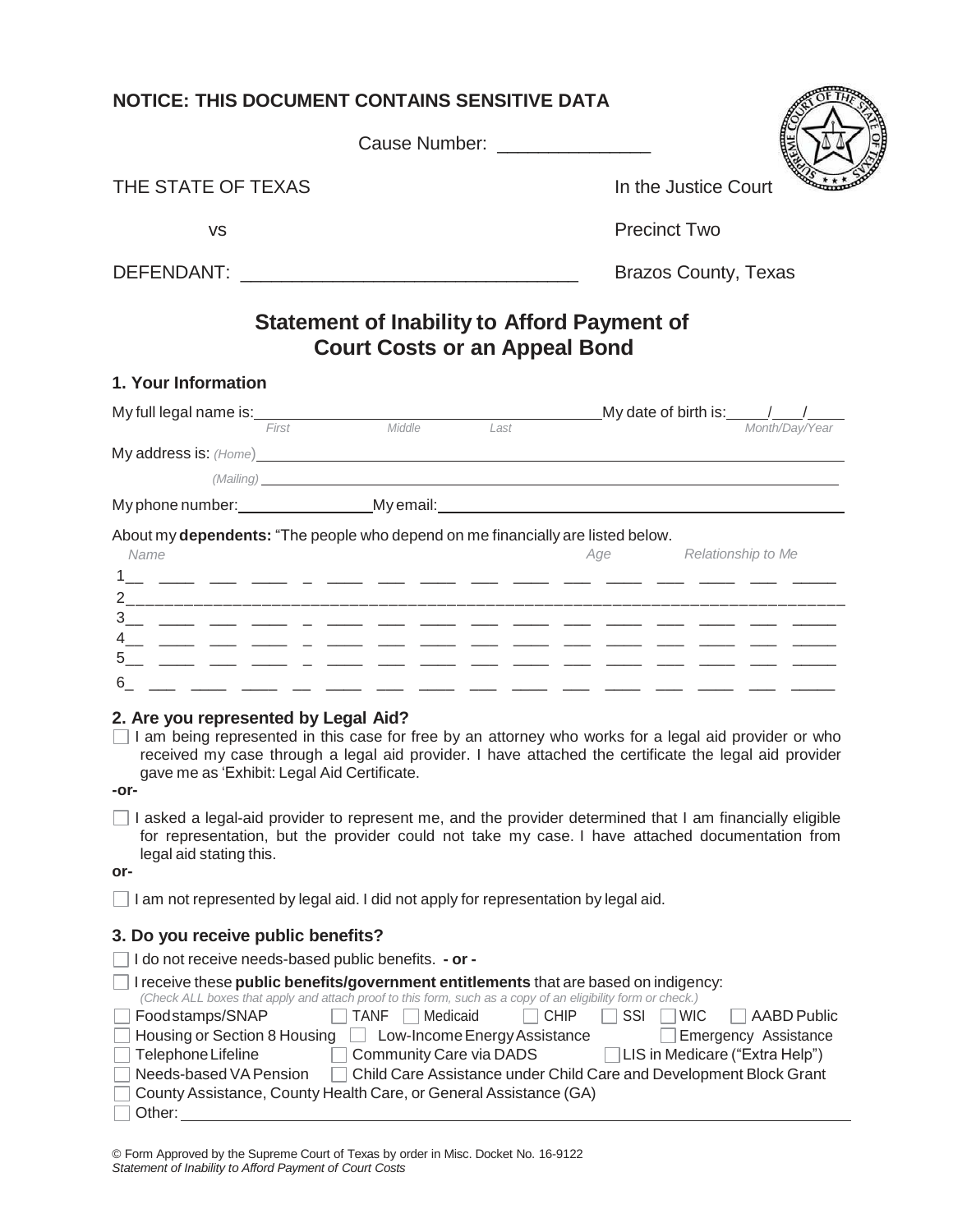**NOTICE: THIS DOCUMENT CONTAINS SENSITIVE DATA**

Cause Number: _______________

| | |
|---|---|
| THE STATE OF TEXAS | In the Justice Court |
| vs | Precinct Two |
| DEFENDANT: ________________________________ | Brazos County, Texas |

## Statement of Inability to Afford Payment of Court Costs or an Appeal Bond

### 1. Your Information

My full legal name is: ________________________________________ My date of birth is: ____/____/____
*First Middle Last* *Month/Day/Year*

My address is: *(Home)* ____________________________________________________________

*(Mailing)* ____________________________________________________________

My phone number: _______________ My email: ________________________________________

About my **dependents:** "The people who depend on me financially are listed below.

| Name | Age | Relationship to Me |
|---|---|---|
| 1 | | |
| 2 | | |
| 3 | | |
| 4 | | |
| 5 | | |
| 6 | | |

### 2. Are you represented by Legal Aid?

☐ I am being represented in this case for free by an attorney who works for a legal aid provider or who received my case through a legal aid provider. I have attached the certificate the legal aid provider gave me as 'Exhibit: Legal Aid Certificate.

**-or-**

☐ I asked a legal-aid provider to represent me, and the provider determined that I am financially eligible for representation, but the provider could not take my case. I have attached documentation from legal aid stating this.

**or-**

☐ I am not represented by legal aid. I did not apply for representation by legal aid.

### 3. Do you receive public benefits?

☐ I do not receive needs-based public benefits. **- or -**

☐ I receive these **public benefits/government entitlements** that are based on indigency:
*(Check ALL boxes that apply and attach proof to this form, such as a copy of an eligibility form or check.)*

☐ Food stamps/SNAP ☐ TANF ☐ Medicaid ☐ CHIP ☐ SSI ☐ WIC ☐ AABD Public
☐ Housing or Section 8 Housing ☐ Low-Income Energy Assistance ☐ Emergency Assistance
☐ Telephone Lifeline ☐ Community Care via DADS ☐ LIS in Medicare ("Extra Help")
☐ Needs-based VA Pension ☐ Child Care Assistance under Child Care and Development Block Grant
☐ County Assistance, County Health Care, or General Assistance (GA)
☐ Other: ____________________________________________________________

© Form Approved by the Supreme Court of Texas by order in Misc. Docket No. 16-9122
*Statement of Inability to Afford Payment of Court Costs*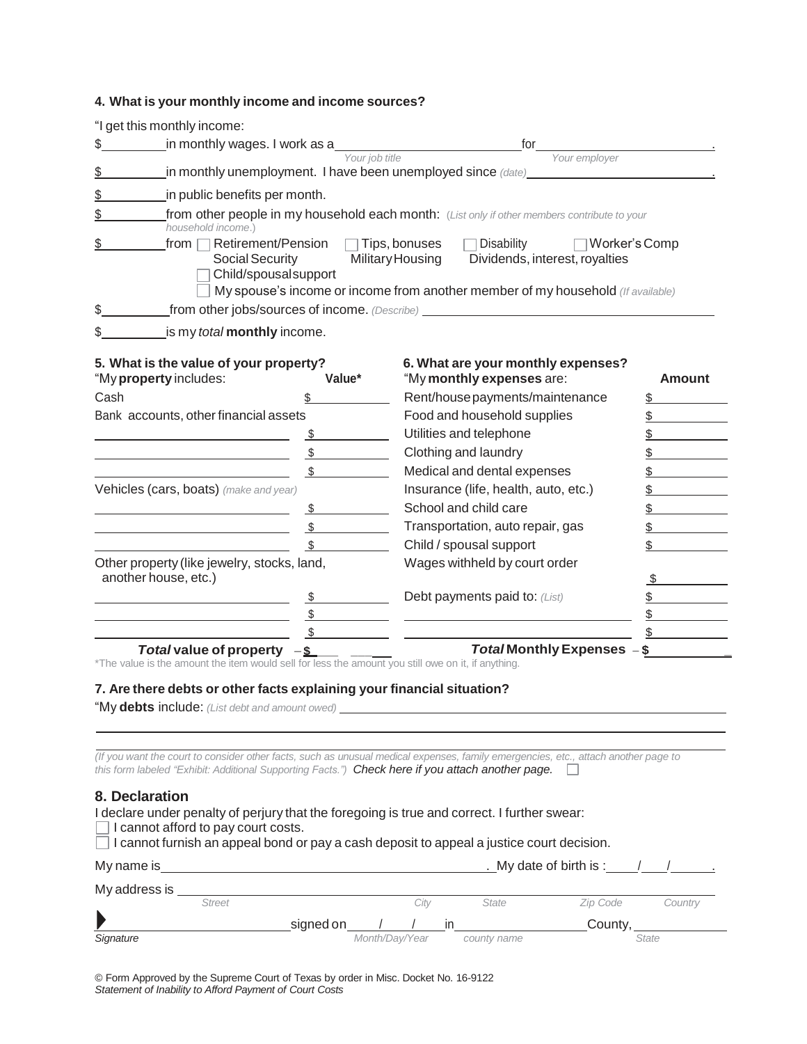**4. What is your monthly income and income sources?**

"I get this monthly income:

$\_\_\_\_\_\_\_\_\_\_ in monthly wages. I work as a \_\_\_\_\_\_\_\_\_\_\_\_\_\_\_\_\_\_\_\_ (*Your job title*) for \_\_\_\_\_\_\_\_\_\_\_\_\_\_\_\_\_\_\_\_ (*Your employer*).

$\_\_\_\_\_\_\_\_\_\_ in monthly unemployment. I have been unemployed since *(date)* \_\_\_\_\_\_\_\_\_\_\_\_\_\_\_\_\_\_\_\_.

$\_\_\_\_\_\_\_\_\_\_ in public benefits per month.

$\_\_\_\_\_\_\_\_\_\_ from other people in my household each month: (*List only if other members contribute to your household income.*)

$\_\_\_\_\_\_\_\_\_\_ from ☐ Retirement/Pension Social Security ☐ Tips, bonuses Military Housing ☐ Disability Dividends, interest, royalties ☐ Worker's Comp ☐ Child/spousal support ☐ My spouse's income or income from another member of my household *(If available)*

$\_\_\_\_\_\_\_\_\_\_ from other jobs/sources of income. *(Describe)* \_\_\_\_\_\_\_\_\_\_\_\_\_\_\_\_\_\_\_\_

$\_\_\_\_\_\_\_\_\_\_ is my *total* **monthly** income.

**5. What is the value of your property?**

| "My **property** includes: | **Value*** |
|---|---|
| Cash | $ |
| Bank accounts, other financial assets | |
| | $ |
| | $ |
| | $ |
| Vehicles (cars, boats) *(make and year)* | |
| | $ |
| | $ |
| | $ |
| Other property (like jewelry, stocks, land, another house, etc.) | |
| | $ |
| | $ |
| | $ |
| ***Total* value of property** | – $ |

*The value is the amount the item would sell for less the amount you still owe on it, if anything.

**6. What are your monthly expenses?**

| "My **monthly expenses** are: | **Amount** |
|---|---|
| Rent/house payments/maintenance | $ |
| Food and household supplies | $ |
| Utilities and telephone | $ |
| Clothing and laundry | $ |
| Medical and dental expenses | $ |
| Insurance (life, health, auto, etc.) | $ |
| School and child care | $ |
| Transportation, auto repair, gas | $ |
| Child / spousal support | $ |
| Wages withheld by court order | $ |
| Debt payments paid to: *(List)* | $ |
| | $ |
| | $ |
| ***Total* Monthly Expenses** | – $ |

**7. Are there debts or other facts explaining your financial situation?**

"My **debts** include: *(List debt and amount owed)* \_\_\_\_\_\_\_\_\_\_\_\_\_\_\_\_\_\_\_\_

*(If you want the court to consider other facts, such as unusual medical expenses, family emergencies, etc., attach another page to this form labeled "Exhibit: Additional Supporting Facts.") Check here if you attach another page.* ☐

## 8. Declaration

I declare under penalty of perjury that the foregoing is true and correct. I further swear:

☐ I cannot afford to pay court costs.

☐ I cannot furnish an appeal bond or pay a cash deposit to appeal a justice court decision.

My name is \_\_\_\_\_\_\_\_\_\_\_\_\_\_\_\_\_\_\_\_. My date of birth is : \_\_\_/\_\_\_/\_\_\_\_.

My address is \_\_\_\_\_\_\_\_\_\_\_\_\_\_\_\_\_\_\_\_ (*Street*, *City*, *State*, *Zip Code*, *Country*)

\_\_\_\_\_\_\_\_\_\_\_\_\_\_\_\_\_\_\_\_ (*Signature*) signed on \_\_\_/\_\_\_/\_\_\_ (*Month/Day/Year*) in \_\_\_\_\_\_\_\_\_\_ (*county name*) County, \_\_\_\_\_\_\_\_\_\_ (*State*)

© Form Approved by the Supreme Court of Texas by order in Misc. Docket No. 16-9122
*Statement of Inability to Afford Payment of Court Costs*